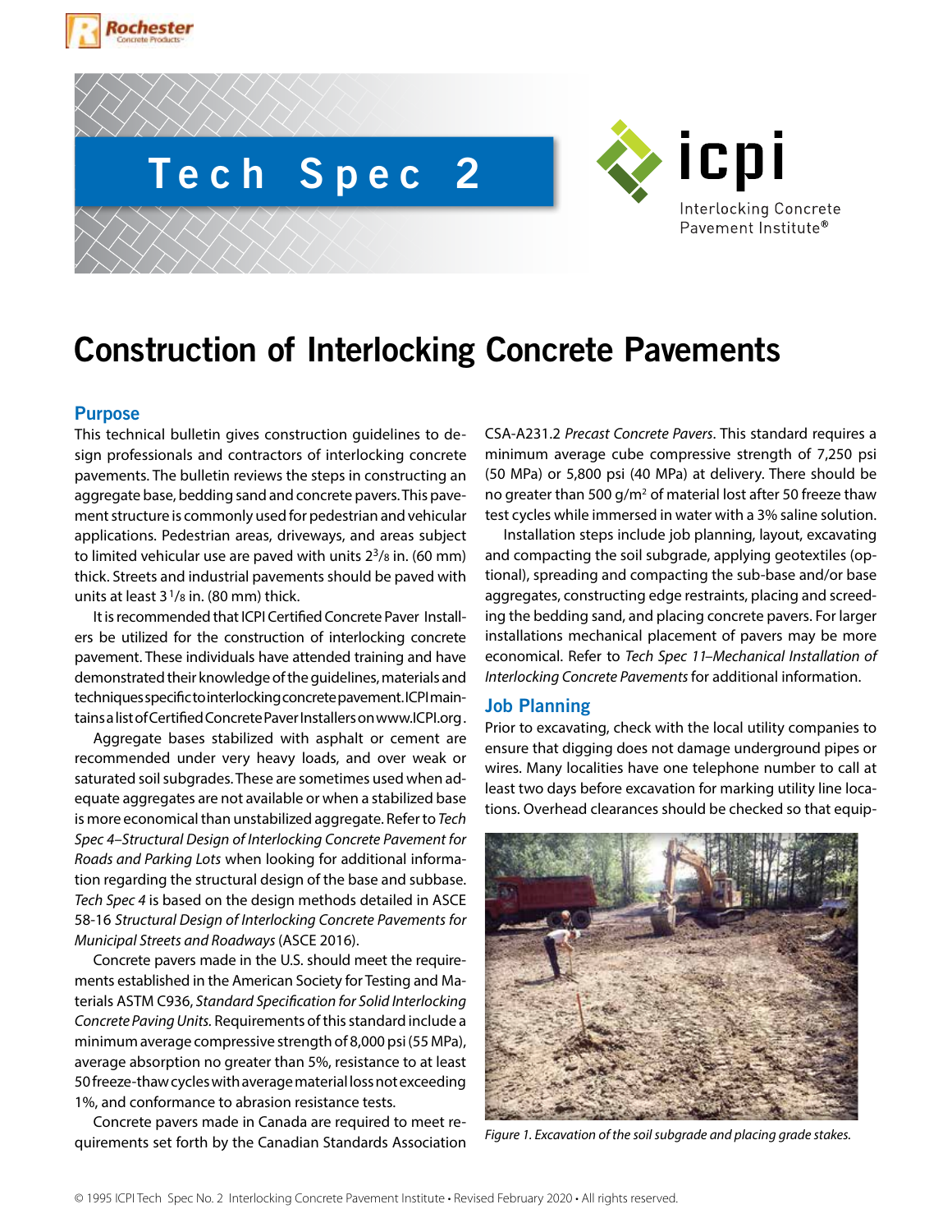# Tech Spec 2

# Construction of Interlocking Concrete Pavements

## Purpose

This technical bulletin gives construction guidelines to design professionals and contractors of interlocking concrete pavements. The bulletin reviews the steps in constructing an aggregate base, bedding sand and concrete pavers. This pavement structure is commonly used for pedestrian and vehicular applications. Pedestrian areas, driveways, and areas subject to limited vehicular use are paved with units 2$^3$/8 in. (60 mm) thick. Streets and industrial pavements should be paved with units at least 3$^1$/8 in. (80 mm) thick.

It is recommended that ICPI Certified Concrete Paver Installers be utilized for the construction of interlocking concrete pavement. These individuals have attended training and have demonstrated their knowledge of the guidelines, materials and techniques specific to interlocking concrete pavement. ICPI maintains a list of Certified Concrete Paver Installers on www.ICPI.org.

Aggregate bases stabilized with asphalt or cement are recommended under very heavy loads, and over weak or saturated soil subgrades. These are sometimes used when adequate aggregates are not available or when a stabilized base is more economical than unstabilized aggregate. Refer to *Tech Spec 4–Structural Design of Interlocking Concrete Pavement for Roads and Parking Lots* when looking for additional information regarding the structural design of the base and subbase. *Tech Spec 4* is based on the design methods detailed in ASCE 58-16 *Structural Design of Interlocking Concrete Pavements for Municipal Streets and Roadways* (ASCE 2016).

Concrete pavers made in the U.S. should meet the requirements established in the American Society for Testing and Materials ASTM C936, *Standard Specification for Solid Interlocking Concrete Paving Units.* Requirements of this standard include a minimum average compressive strength of 8,000 psi (55 MPa), average absorption no greater than 5%, resistance to at least 50 freeze-thaw cycles with average material loss not exceeding 1%, and conformance to abrasion resistance tests.

Concrete pavers made in Canada are required to meet requirements set forth by the Canadian Standards Association CSA-A231.2 *Precast Concrete Pavers*. This standard requires a minimum average cube compressive strength of 7,250 psi (50 MPa) or 5,800 psi (40 MPa) at delivery. There should be no greater than 500 g/m$^2$ of material lost after 50 freeze thaw test cycles while immersed in water with a 3% saline solution.

Installation steps include job planning, layout, excavating and compacting the soil subgrade, applying geotextiles (optional), spreading and compacting the sub-base and/or base aggregates, constructing edge restraints, placing and screeding the bedding sand, and placing concrete pavers. For larger installations mechanical placement of pavers may be more economical. Refer to *Tech Spec 11–Mechanical Installation of Interlocking Concrete Pavements* for additional information.

## Job Planning

Prior to excavating, check with the local utility companies to ensure that digging does not damage underground pipes or wires. Many localities have one telephone number to call at least two days before excavation for marking utility line locations. Overhead clearances should be checked so that equip-

*Figure 1. Excavation of the soil subgrade and placing grade stakes.*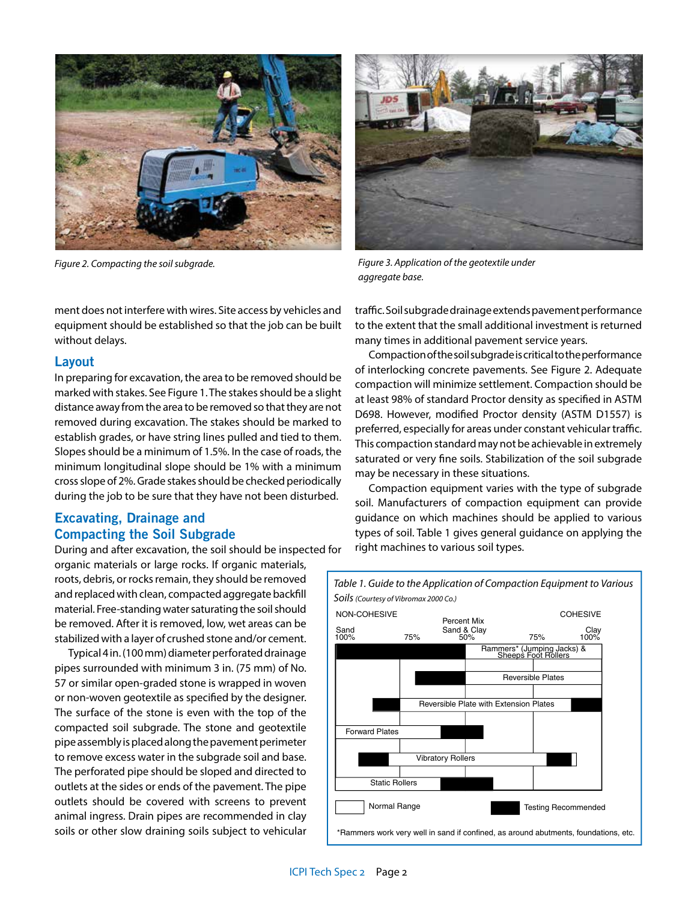Figure 2. Compacting the soil subgrade.

Figure 3. Application of the geotextile under aggregate base.

ment does not interfere with wires. Site access by vehicles and equipment should be established so that the job can be built without delays.

## Layout

In preparing for excavation, the area to be removed should be marked with stakes. See Figure 1. The stakes should be a slight distance away from the area to be removed so that they are not removed during excavation. The stakes should be marked to establish grades, or have string lines pulled and tied to them. Slopes should be a minimum of 1.5%. In the case of roads, the minimum longitudinal slope should be 1% with a minimum cross slope of 2%. Grade stakes should be checked periodically during the job to be sure that they have not been disturbed.

## Excavating, Drainage and Compacting the Soil Subgrade

During and after excavation, the soil should be inspected for organic materials or large rocks. If organic materials, roots, debris, or rocks remain, they should be removed and replaced with clean, compacted aggregate backfill material. Free-standing water saturating the soil should be removed. After it is removed, low, wet areas can be stabilized with a layer of crushed stone and/or cement.

Typical 4 in. (100 mm) diameter perforated drainage pipes surrounded with minimum 3 in. (75 mm) of No. 57 or similar open-graded stone is wrapped in woven or non-woven geotextile as specified by the designer. The surface of the stone is even with the top of the compacted soil subgrade. The stone and geotextile pipe assembly is placed along the pavement perimeter to remove excess water in the subgrade soil and base. The perforated pipe should be sloped and directed to outlets at the sides or ends of the pavement. The pipe outlets should be covered with screens to prevent animal ingress. Drain pipes are recommended in clay soils or other slow draining soils subject to vehicular traffic. Soil subgrade drainage extends pavement performance to the extent that the small additional investment is returned many times in additional pavement service years.

Compaction of the soil subgrade is critical to the performance of interlocking concrete pavements. See Figure 2. Adequate compaction will minimize settlement. Compaction should be at least 98% of standard Proctor density as specified in ASTM D698. However, modified Proctor density (ASTM D1557) is preferred, especially for areas under constant vehicular traffic. This compaction standard may not be achievable in extremely saturated or very fine soils. Stabilization of the soil subgrade may be necessary in these situations.

Compaction equipment varies with the type of subgrade soil. Manufacturers of compaction equipment can provide guidance on which machines should be applied to various types of soil. Table 1 gives general guidance on applying the right machines to various soil types.

*Table 1. Guide to the Application of Compaction Equipment to Various Soils* (Courtesy of Vibromax 2000 Co.)

| Equipment | Sand 100% (Non-Cohesive) | 75% | Percent Mix Sand & Clay 50% | 75% | Clay 100% (Cohesive) |
|---|---|---|---|---|---|
| Rammers* (Jumping Jacks) & Sheeps Foot Rollers | Testing Recommended | Testing Recommended | Normal Range | Normal Range | Normal Range |
| Reversible Plates | | Testing Recommended | Normal Range | Normal Range | |
| Reversible Plate with Extension Plates | Testing Recommended | Normal Range | Normal Range | Normal Range | Testing Recommended |
| Forward Plates | Normal Range | Normal Range | Testing Recommended | | |
| Vibratory Rollers | Testing Recommended | Normal Range | Normal Range | Normal Range | Testing Recommended |
| Static Rollers | Normal Range | Normal Range | Testing Recommended | | |

*Rammers work very well in sand if confined, as around abutments, foundations, etc.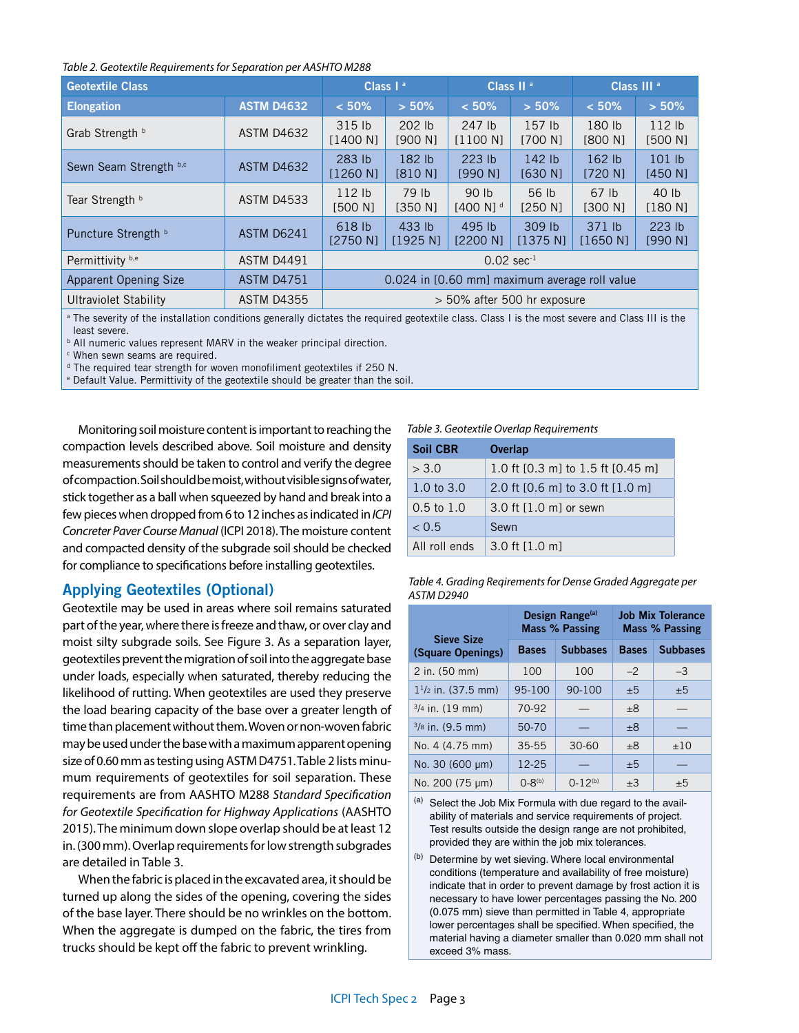*Table 2. Geotextile Requirements for Separation per AASHTO M288*

| Geotextile Class | | Class I [a] | | Class II [a] | | Class III [a] | |
|---|---|---|---|---|---|---|---|
| **Elongation** | **ASTM D4632** | **< 50%** | **> 50%** | **< 50%** | **> 50%** | **< 50%** | **> 50%** |
| Grab Strength [b] | ASTM D4632 | 315 lb [1400 N] | 202 lb [900 N] | 247 lb [1100 N] | 157 lb [700 N] | 180 lb [800 N] | 112 lb [500 N] |
| Sewn Seam Strength [b,c] | ASTM D4632 | 283 lb [1260 N] | 182 lb [810 N] | 223 lb [990 N] | 142 lb [630 N] | 162 lb [720 N] | 101 lb [450 N] |
| Tear Strength [b] | ASTM D4533 | 112 lb [500 N] | 79 lb [350 N] | 90 lb [400 N] [d] | 56 lb [250 N] | 67 lb [300 N] | 40 lb [180 N] |
| Puncture Strength [b] | ASTM D6241 | 618 lb [2750 N] | 433 lb [1925 N] | 495 lb [2200 N] | 309 lb [1375 N] | 371 lb [1650 N] | 223 lb [990 N] |
| Permittivity [b,e] | ASTM D4491 | 0.02 $sec^{-1}$ | | | | | |
| Apparent Opening Size | ASTM D4751 | 0.024 in [0.60 mm] maximum average roll value | | | | | |
| Ultraviolet Stability | ASTM D4355 | > 50% after 500 hr exposure | | | | | |

[a] The severity of the installation conditions generally dictates the required geotextile class. Class I is the most severe and Class III is the least severe.
[b] All numeric values represent MARV in the weaker principal direction.
[c] When sewn seams are required.
[d] The required tear strength for woven monofiliment geotextiles if 250 N.
[e] Default Value. Permittivity of the geotextile should be greater than the soil.

Monitoring soil moisture content is important to reaching the compaction levels described above. Soil moisture and density measurements should be taken to control and verify the degree of compaction. Soil should be moist, without visible signs of water, stick together as a ball when squeezed by hand and break into a few pieces when dropped from 6 to 12 inches as indicated in *ICPI Concreter Paver Course Manual* (ICPI 2018). The moisture content and compacted density of the subgrade soil should be checked for compliance to specifications before installing geotextiles.

## Applying Geotextiles (Optional)

Geotextile may be used in areas where soil remains saturated part of the year, where there is freeze and thaw, or over clay and moist silty subgrade soils. See Figure 3. As a separation layer, geotextiles prevent the migration of soil into the aggregate base under loads, especially when saturated, thereby reducing the likelihood of rutting. When geotextiles are used they preserve the load bearing capacity of the base over a greater length of time than placement without them. Woven or non-woven fabric may be used under the base with a maximum apparent opening size of 0.60 mm as testing using ASTM D4751. Table 2 lists minumum requirements of geotextiles for soil separation. These requirements are from AASHTO M288 *Standard Specification for Geotextile Specification for Highway Applications* (AASHTO 2015). The minimum down slope overlap should be at least 12 in. (300 mm). Overlap requirements for low strength subgrades are detailed in Table 3.

When the fabric is placed in the excavated area, it should be turned up along the sides of the opening, covering the sides of the base layer. There should be no wrinkles on the bottom. When the aggregate is dumped on the fabric, the tires from trucks should be kept off the fabric to prevent wrinkling.

*Table 3. Geotextile Overlap Requirements*

| Soil CBR | Overlap |
|---|---|
| > 3.0 | 1.0 ft [0.3 m] to 1.5 ft [0.45 m] |
| 1.0 to 3.0 | 2.0 ft [0.6 m] to 3.0 ft [1.0 m] |
| 0.5 to 1.0 | 3.0 ft [1.0 m] or sewn |
| < 0.5 | Sewn |
| All roll ends | 3.0 ft [1.0 m] |

*Table 4. Grading Reqirements for Dense Graded Aggregate per ASTM D2940*

| Sieve Size (Square Openings) | Design Range[(a)] Mass % Passing | | Job Mix Tolerance Mass % Passing | |
|---|---|---|---|---|
| | **Bases** | **Subbases** | **Bases** | **Subbases** |
| 2 in. (50 mm) | 100 | 100 | –2 | –3 |
| 1 1/2 in. (37.5 mm) | 95-100 | 90-100 | ±5 | ±5 |
| 3/4 in. (19 mm) | 70-92 | — | ±8 | — |
| 3/8 in. (9.5 mm) | 50-70 | — | ±8 | — |
| No. 4 (4.75 mm) | 35-55 | 30-60 | ±8 | ±10 |
| No. 30 (600 μm) | 12-25 | — | ±5 | — |
| No. 200 (75 μm) | 0-8[(b)] | 0-12[(b)] | ±3 | ±5 |

(a) Select the Job Mix Formula with due regard to the availability of materials and service requirements of project. Test results outside the design range are not prohibited, provided they are within the job mix tolerances.

(b) Determine by wet sieving. Where local environmental conditions (temperature and availability of free moisture) indicate that in order to prevent damage by frost action it is necessary to have lower percentages passing the No. 200 (0.075 mm) sieve than permitted in Table 4, appropriate lower percentages shall be specified. When specified, the material having a diameter smaller than 0.020 mm shall not exceed 3% mass.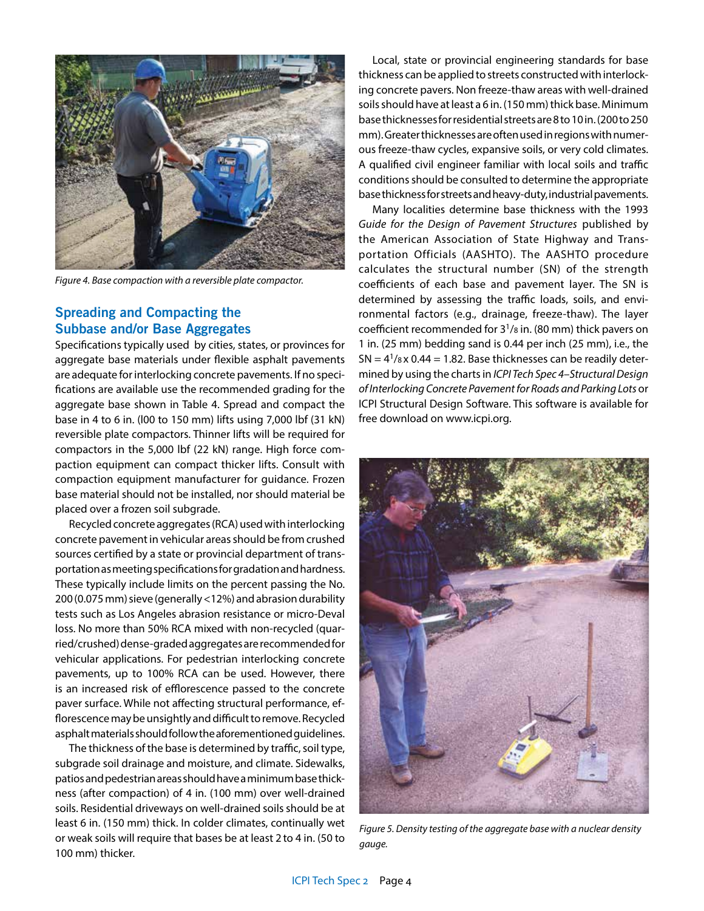Figure 4. Base compaction with a reversible plate compactor.

## Spreading and Compacting the Subbase and/or Base Aggregates

Specifications typically used by cities, states, or provinces for aggregate base materials under flexible asphalt pavements are adequate for interlocking concrete pavements. If no specifications are available use the recommended grading for the aggregate base shown in Table 4. Spread and compact the base in 4 to 6 in. (l00 to 150 mm) lifts using 7,000 lbf (31 kN) reversible plate compactors. Thinner lifts will be required for compactors in the 5,000 lbf (22 kN) range. High force compaction equipment can compact thicker lifts. Consult with compaction equipment manufacturer for guidance. Frozen base material should not be installed, nor should material be placed over a frozen soil subgrade.

Recycled concrete aggregates (RCA) used with interlocking concrete pavement in vehicular areas should be from crushed sources certified by a state or provincial department of transportation as meeting specifications for gradation and hardness. These typically include limits on the percent passing the No. 200 (0.075 mm) sieve (generally <12%) and abrasion durability tests such as Los Angeles abrasion resistance or micro-Deval loss. No more than 50% RCA mixed with non-recycled (quarried/crushed) dense-graded aggregates are recommended for vehicular applications. For pedestrian interlocking concrete pavements, up to 100% RCA can be used. However, there is an increased risk of efflorescence passed to the concrete paver surface. While not affecting structural performance, efflorescence may be unsightly and difficult to remove. Recycled asphalt materials should follow the aforementioned guidelines.

The thickness of the base is determined by traffic, soil type, subgrade soil drainage and moisture, and climate. Sidewalks, patios and pedestrian areas should have a minimum base thickness (after compaction) of 4 in. (100 mm) over well-drained soils. Residential driveways on well-drained soils should be at least 6 in. (150 mm) thick. In colder climates, continually wet or weak soils will require that bases be at least 2 to 4 in. (50 to 100 mm) thicker.

Local, state or provincial engineering standards for base thickness can be applied to streets constructed with interlocking concrete pavers. Non freeze-thaw areas with well-drained soils should have at least a 6 in. (150 mm) thick base. Minimum base thicknesses for residential streets are 8 to 10 in. (200 to 250 mm). Greater thicknesses are often used in regions with numerous freeze-thaw cycles, expansive soils, or very cold climates. A qualified civil engineer familiar with local soils and traffic conditions should be consulted to determine the appropriate base thickness for streets and heavy-duty, industrial pavements.

Many localities determine base thickness with the 1993 *Guide for the Design of Pavement Structures* published by the American Association of State Highway and Transportation Officials (AASHTO). The AASHTO procedure calculates the structural number (SN) of the strength coefficients of each base and pavement layer. The SN is determined by assessing the traffic loads, soils, and environmental factors (e.g., drainage, freeze-thaw). The layer coefficient recommended for $3^1/_8$ in. (80 mm) thick pavers on 1 in. (25 mm) bedding sand is 0.44 per inch (25 mm), i.e., the SN = $4^1/_8 \times 0.44 = 1.82$. Base thicknesses can be readily determined by using the charts in *ICPI Tech Spec 4–Structural Design of Interlocking Concrete Pavement for Roads and Parking Lots* or ICPI Structural Design Software. This software is available for free download on www.icpi.org.

Figure 5. Density testing of the aggregate base with a nuclear density gauge.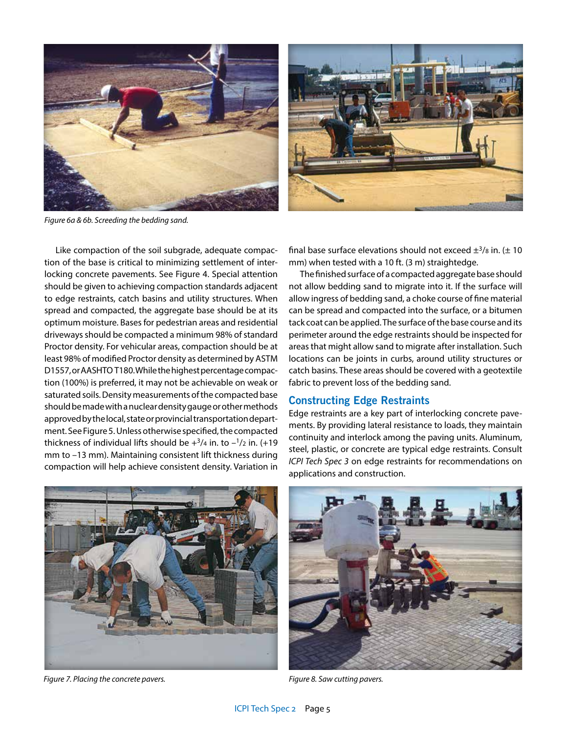Figure 6a & 6b. Screeding the bedding sand.

Like compaction of the soil subgrade, adequate compaction of the base is critical to minimizing settlement of interlocking concrete pavements. See Figure 4. Special attention should be given to achieving compaction standards adjacent to edge restraints, catch basins and utility structures. When spread and compacted, the aggregate base should be at its optimum moisture. Bases for pedestrian areas and residential driveways should be compacted a minimum 98% of standard Proctor density. For vehicular areas, compaction should be at least 98% of modified Proctor density as determined by ASTM D1557, or AASHTO T180. While the highest percentage compaction (100%) is preferred, it may not be achievable on weak or saturated soils. Density measurements of the compacted base should be made with a nuclear density gauge or other methods approved by the local, state or provincial transportation department. See Figure 5. Unless otherwise specified, the compacted thickness of individual lifts should be $+^{3}/_{4}$ in. to $-^{1}/_{2}$ in. (+19 mm to −13 mm). Maintaining consistent lift thickness during compaction will help achieve consistent density. Variation in final base surface elevations should not exceed $\pm^{3}/_{8}$ in. (± 10 mm) when tested with a 10 ft. (3 m) straightedge.

The finished surface of a compacted aggregate base should not allow bedding sand to migrate into it. If the surface will allow ingress of bedding sand, a choke course of fine material can be spread and compacted into the surface, or a bitumen tack coat can be applied. The surface of the base course and its perimeter around the edge restraints should be inspected for areas that might allow sand to migrate after installation. Such locations can be joints in curbs, around utility structures or catch basins. These areas should be covered with a geotextile fabric to prevent loss of the bedding sand.

## Constructing Edge Restraints

Edge restraints are a key part of interlocking concrete pavements. By providing lateral resistance to loads, they maintain continuity and interlock among the paving units. Aluminum, steel, plastic, or concrete are typical edge restraints. Consult *ICPI Tech Spec 3* on edge restraints for recommendations on applications and construction.

Figure 7. Placing the concrete pavers.

Figure 8. Saw cutting pavers.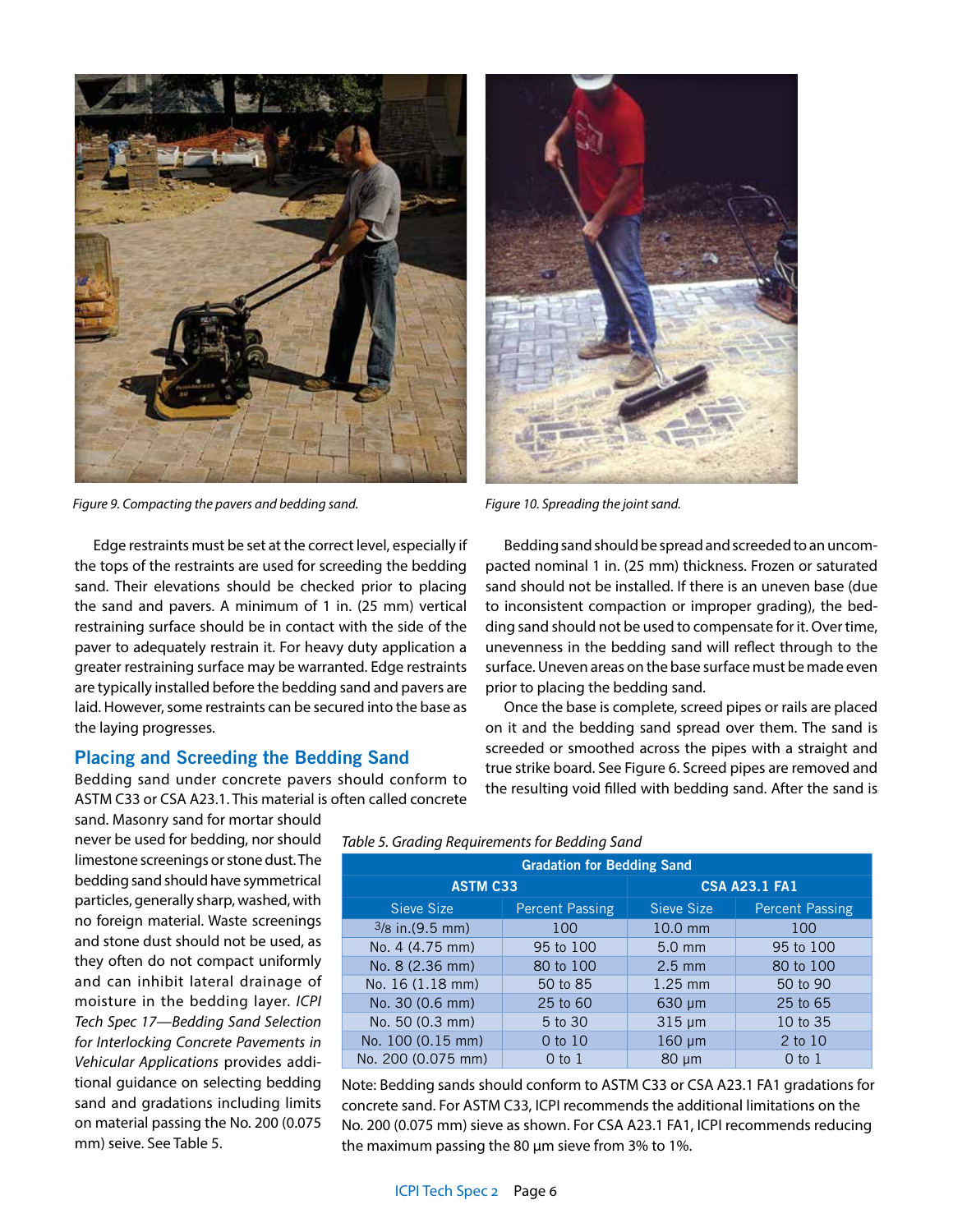Figure 9. Compacting the pavers and bedding sand.

Figure 10. Spreading the joint sand.

Edge restraints must be set at the correct level, especially if the tops of the restraints are used for screeding the bedding sand. Their elevations should be checked prior to placing the sand and pavers. A minimum of 1 in. (25 mm) vertical restraining surface should be in contact with the side of the paver to adequately restrain it. For heavy duty application a greater restraining surface may be warranted. Edge restraints are typically installed before the bedding sand and pavers are laid. However, some restraints can be secured into the base as the laying progresses.

## Placing and Screeding the Bedding Sand

Bedding sand under concrete pavers should conform to ASTM C33 or CSA A23.1. This material is often called concrete sand. Masonry sand for mortar should never be used for bedding, nor should limestone screenings or stone dust. The bedding sand should have symmetrical particles, generally sharp, washed, with no foreign material. Waste screenings and stone dust should not be used, as they often do not compact uniformly and can inhibit lateral drainage of moisture in the bedding layer. *ICPI Tech Spec 17—Bedding Sand Selection for Interlocking Concrete Pavements in Vehicular Applications* provides additional guidance on selecting bedding sand and gradations including limits on material passing the No. 200 (0.075 mm) seive. See Table 5.

*Table 5. Grading Requirements for Bedding Sand*

| Gradation for Bedding Sand | | | |
|---|---|---|---|
| ASTM C33 | | CSA A23.1 FA1 | |
| Sieve Size | Percent Passing | Sieve Size | Percent Passing |
| 3/8 in.(9.5 mm) | 100 | 10.0 mm | 100 |
| No. 4 (4.75 mm) | 95 to 100 | 5.0 mm | 95 to 100 |
| No. 8 (2.36 mm) | 80 to 100 | 2.5 mm | 80 to 100 |
| No. 16 (1.18 mm) | 50 to 85 | 1.25 mm | 50 to 90 |
| No. 30 (0.6 mm) | 25 to 60 | 630 µm | 25 to 65 |
| No. 50 (0.3 mm) | 5 to 30 | 315 µm | 10 to 35 |
| No. 100 (0.15 mm) | 0 to 10 | 160 µm | 2 to 10 |
| No. 200 (0.075 mm) | 0 to 1 | 80 µm | 0 to 1 |

Note: Bedding sands should conform to ASTM C33 or CSA A23.1 FA1 gradations for concrete sand. For ASTM C33, ICPI recommends the additional limitations on the No. 200 (0.075 mm) sieve as shown. For CSA A23.1 FA1, ICPI recommends reducing the maximum passing the 80 µm sieve from 3% to 1%.

Bedding sand should be spread and screeded to an uncompacted nominal 1 in. (25 mm) thickness. Frozen or saturated sand should not be installed. If there is an uneven base (due to inconsistent compaction or improper grading), the bedding sand should not be used to compensate for it. Over time, unevenness in the bedding sand will reflect through to the surface. Uneven areas on the base surface must be made even prior to placing the bedding sand.

Once the base is complete, screed pipes or rails are placed on it and the bedding sand spread over them. The sand is screeded or smoothed across the pipes with a straight and true strike board. See Figure 6. Screed pipes are removed and the resulting void filled with bedding sand. After the sand is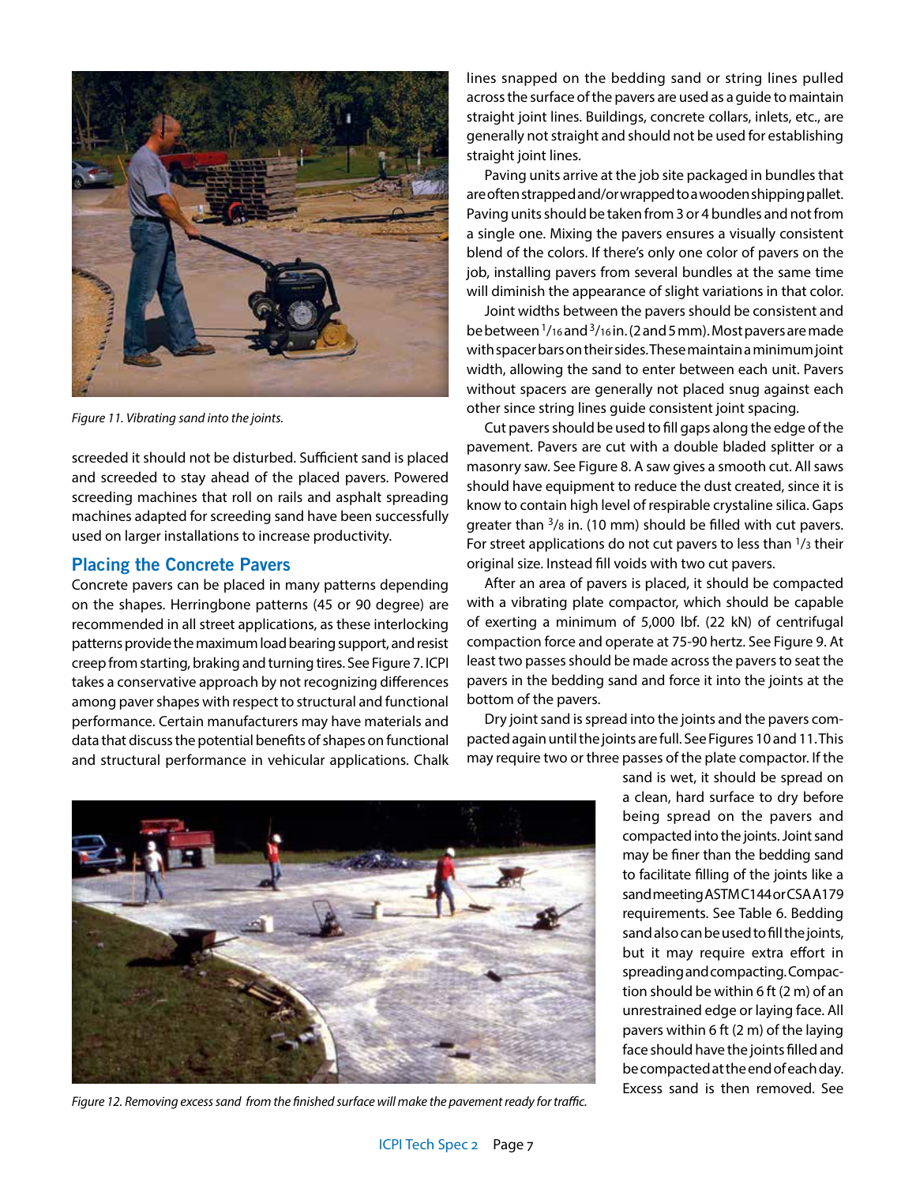*Figure 11. Vibrating sand into the joints.*

screeded it should not be disturbed. Sufficient sand is placed and screeded to stay ahead of the placed pavers. Powered screeding machines that roll on rails and asphalt spreading machines adapted for screeding sand have been successfully used on larger installations to increase productivity.

## Placing the Concrete Pavers

Concrete pavers can be placed in many patterns depending on the shapes. Herringbone patterns (45 or 90 degree) are recommended in all street applications, as these interlocking patterns provide the maximum load bearing support, and resist creep from starting, braking and turning tires. See Figure 7. ICPI takes a conservative approach by not recognizing differences among paver shapes with respect to structural and functional performance. Certain manufacturers may have materials and data that discuss the potential benefits of shapes on functional and structural performance in vehicular applications. Chalk lines snapped on the bedding sand or string lines pulled across the surface of the pavers are used as a guide to maintain straight joint lines. Buildings, concrete collars, inlets, etc., are generally not straight and should not be used for establishing straight joint lines.

Paving units arrive at the job site packaged in bundles that are often strapped and/or wrapped to a wooden shipping pallet. Paving units should be taken from 3 or 4 bundles and not from a single one. Mixing the pavers ensures a visually consistent blend of the colors. If there's only one color of pavers on the job, installing pavers from several bundles at the same time will diminish the appearance of slight variations in that color.

Joint widths between the pavers should be consistent and be between $^{1}/_{16}$ and $^{3}/_{16}$ in. (2 and 5 mm). Most pavers are made with spacer bars on their sides. These maintain a minimum joint width, allowing the sand to enter between each unit. Pavers without spacers are generally not placed snug against each other since string lines guide consistent joint spacing.

Cut pavers should be used to fill gaps along the edge of the pavement. Pavers are cut with a double bladed splitter or a masonry saw. See Figure 8. A saw gives a smooth cut. All saws should have equipment to reduce the dust created, since it is know to contain high level of respirable crystaline silica. Gaps greater than $^{3}/_{8}$ in. (10 mm) should be filled with cut pavers. For street applications do not cut pavers to less than $^{1}/_{3}$ their original size. Instead fill voids with two cut pavers.

After an area of pavers is placed, it should be compacted with a vibrating plate compactor, which should be capable of exerting a minimum of 5,000 lbf. (22 kN) of centrifugal compaction force and operate at 75-90 hertz. See Figure 9. At least two passes should be made across the pavers to seat the pavers in the bedding sand and force it into the joints at the bottom of the pavers.

Dry joint sand is spread into the joints and the pavers compacted again until the joints are full. See Figures 10 and 11. This may require two or three passes of the plate compactor. If the sand is wet, it should be spread on a clean, hard surface to dry before being spread on the pavers and compacted into the joints. Joint sand may be finer than the bedding sand to facilitate filling of the joints like a sand meeting ASTM C144 or CSA A179 requirements. See Table 6. Bedding sand also can be used to fill the joints, but it may require extra effort in spreading and compacting. Compaction should be within 6 ft (2 m) of an unrestrained edge or laying face. All pavers within 6 ft (2 m) of the laying face should have the joints filled and be compacted at the end of each day. Excess sand is then removed. See

*Figure 12. Removing excess sand from the finished surface will make the pavement ready for traffic.*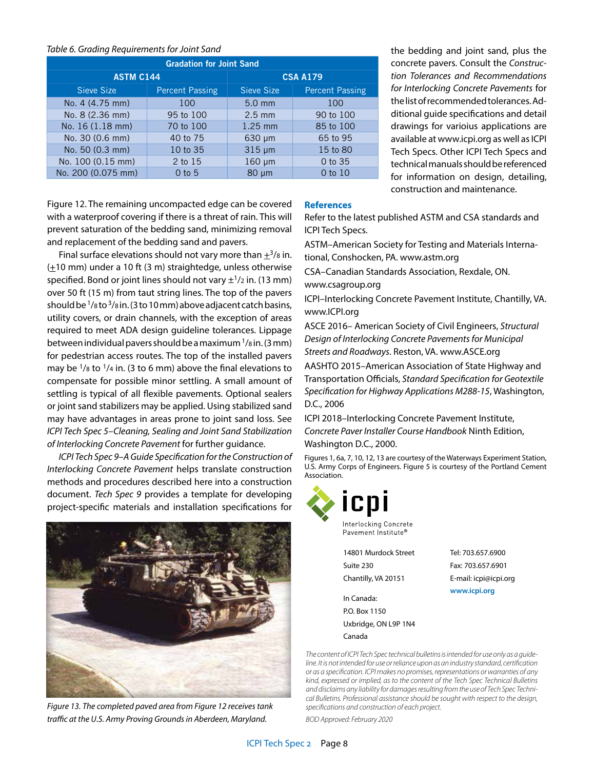*Table 6. Grading Requirements for Joint Sand*

| Gradation for Joint Sand | | | |
|---|---|---|---|
| ASTM C144 | | CSA A179 | |
| Sieve Size | Percent Passing | Sieve Size | Percent Passing |
| No. 4 (4.75 mm) | 100 | 5.0 mm | 100 |
| No. 8 (2.36 mm) | 95 to 100 | 2.5 mm | 90 to 100 |
| No. 16 (1.18 mm) | 70 to 100 | 1.25 mm | 85 to 100 |
| No. 30 (0.6 mm) | 40 to 75 | 630 μm | 65 to 95 |
| No. 50 (0.3 mm) | 10 to 35 | 315 μm | 15 to 80 |
| No. 100 (0.15 mm) | 2 to 15 | 160 μm | 0 to 35 |
| No. 200 (0.075 mm) | 0 to 5 | 80 μm | 0 to 10 |

Figure 12. The remaining uncompacted edge can be covered with a waterproof covering if there is a threat of rain. This will prevent saturation of the bedding sand, minimizing removal and replacement of the bedding sand and pavers.

Final surface elevations should not vary more than ±3/8 in. (±10 mm) under a 10 ft (3 m) straightedge, unless otherwise specified. Bond or joint lines should not vary ±1/2 in. (13 mm) over 50 ft (15 m) from taut string lines. The top of the pavers should be 1/8 to 3/8 in. (3 to 10 mm) above adjacent catch basins, utility covers, or drain channels, with the exception of areas required to meet ADA design guideline tolerances. Lippage between individual pavers should be a maximum 1/8 in. (3 mm) for pedestrian access routes. The top of the installed pavers may be 1/8 to 1/4 in. (3 to 6 mm) above the final elevations to compensate for possible minor settling. A small amount of settling is typical of all flexible pavements. Optional sealers or joint sand stabilizers may be applied. Using stabilized sand may have advantages in areas prone to joint sand loss. See *ICPI Tech Spec 5–Cleaning, Sealing and Joint Sand Stabilization of Interlocking Concrete Pavement* for further guidance.

*ICPI Tech Spec 9–A Guide Specification for the Construction of Interlocking Concrete Pavement* helps translate construction methods and procedures described here into a construction document. *Tech Spec 9* provides a template for developing project-specific materials and installation specifications for the bedding and joint sand, plus the concrete pavers. Consult the *Construction Tolerances and Recommendations for Interlocking Concrete Pavements* for the list of recommended tolerances. Additional guide specifications and detail drawings for varioius applications are available at www.icpi.org as well as ICPI Tech Specs. Other ICPI Tech Specs and technical manuals should be referenced for information on design, detailing, construction and maintenance.

*Figure 13. The completed paved area from Figure 12 receives tank traffic at the U.S. Army Proving Grounds in Aberdeen, Maryland.*

## References

Refer to the latest published ASTM and CSA standards and ICPI Tech Specs.

ASTM–American Society for Testing and Materials International, Conshocken, PA. www.astm.org

CSA–Canadian Standards Association, Rexdale, ON. www.csagroup.org

ICPI–Interlocking Concrete Pavement Institute, Chantilly, VA. www.ICPI.org

ASCE 2016– American Society of Civil Engineers, *Structural Design of Interlocking Concrete Pavements for Municipal Streets and Roadways*. Reston, VA. www.ASCE.org

AASHTO 2015–American Association of State Highway and Transportation Officials, *Standard Specification for Geotextile Specification for Highway Applications M288-15*, Washington, D.C., 2006

ICPI 2018–Interlocking Concrete Pavement Institute, *Concrete Paver Installer Course Handbook* Ninth Edition, Washington D.C., 2000.

Figures 1, 6a, 7, 10, 12, 13 are courtesy of the Waterways Experiment Station, U.S. Army Corps of Engineers. Figure 5 is courtesy of the Portland Cement Association.

icpi
Interlocking Concrete Pavement Institute®

14801 Murdock Street
Suite 230
Chantilly, VA 20151

Tel: 703.657.6900
Fax: 703.657.6901
E-mail: icpi@icpi.org
**www.icpi.org**

In Canada:
P.O. Box 1150
Uxbridge, ON L9P 1N4
Canada

*The content of ICPI Tech Spec technical bulletins is intended for use only as a guideline. It is not intended for use or reliance upon as an industry standard, certification or as a specification. ICPI makes no promises, representations or warranties of any kind, expressed or implied, as to the content of the Tech Spec Technical Bulletins and disclaims any liability for damages resulting from the use of Tech Spec Technical Bulletins. Professional assistance should be sought with respect to the design, specifications and construction of each project.*

*BOD Approved: February 2020*